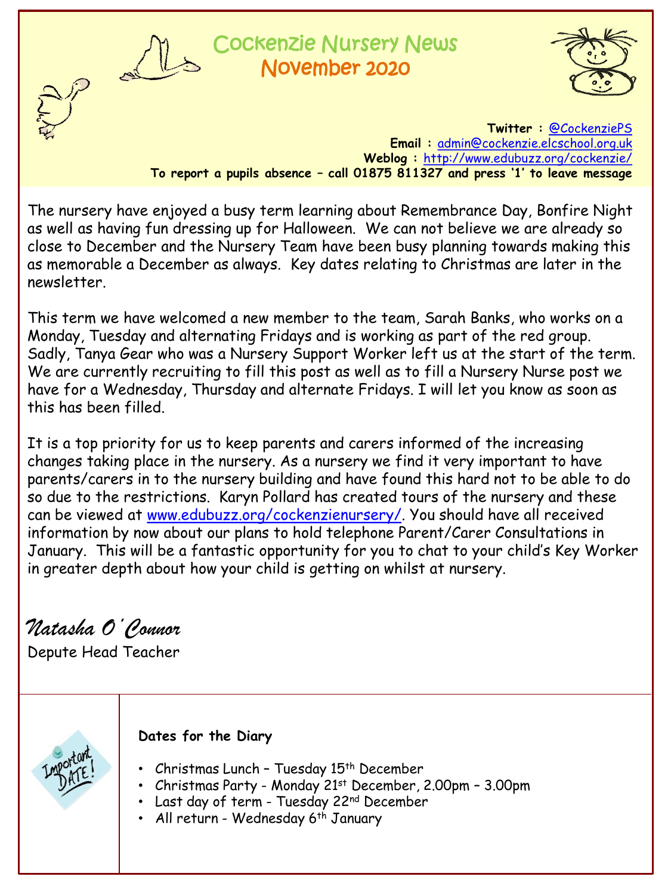# Cockenzie Nursery News
## November 2020

**Twitter :** @CockenziePS
**Email :** admin@cockenzie.elcschool.org.uk
**Weblog :** http://www.edubuzz.org/cockenzie/
**To report a pupils absence – call 01875 811327 and press '1' to leave message**

The nursery have enjoyed a busy term learning about Remembrance Day, Bonfire Night as well as having fun dressing up for Halloween. We can not believe we are already so close to December and the Nursery Team have been busy planning towards making this as memorable a December as always. Key dates relating to Christmas are later in the newsletter.

This term we have welcomed a new member to the team, Sarah Banks, who works on a Monday, Tuesday and alternating Fridays and is working as part of the red group. Sadly, Tanya Gear who was a Nursery Support Worker left us at the start of the term. We are currently recruiting to fill this post as well as to fill a Nursery Nurse post we have for a Wednesday, Thursday and alternate Fridays. I will let you know as soon as this has been filled.

It is a top priority for us to keep parents and carers informed of the increasing changes taking place in the nursery. As a nursery we find it very important to have parents/carers in to the nursery building and have found this hard not to be able to do so due to the restrictions. Karyn Pollard has created tours of the nursery and these can be viewed at www.edubuzz.org/cockenzienursery/. You should have all received information by now about our plans to hold telephone Parent/Carer Consultations in January. This will be a fantastic opportunity for you to chat to your child's Key Worker in greater depth about how your child is getting on whilst at nursery.

*Natasha O'Connor*
Depute Head Teacher

**Dates for the Diary**

- Christmas Lunch – Tuesday 15th December
- Christmas Party - Monday 21st December, 2.00pm – 3.00pm
- Last day of term - Tuesday 22nd December
- All return - Wednesday 6th January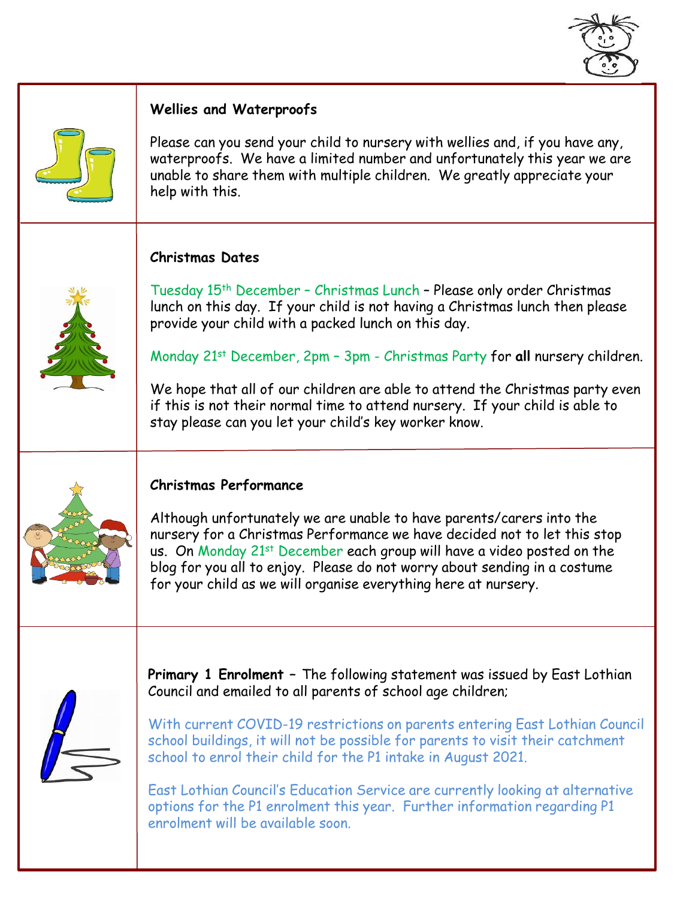### Wellies and Waterproofs

Please can you send your child to nursery with wellies and, if you have any, waterproofs. We have a limited number and unfortunately this year we are unable to share them with multiple children. We greatly appreciate your help with this.

### Christmas Dates

Tuesday 15th December – Christmas Lunch – Please only order Christmas lunch on this day. If your child is not having a Christmas lunch then please provide your child with a packed lunch on this day.

Monday 21st December, 2pm – 3pm - Christmas Party for **all** nursery children.

We hope that all of our children are able to attend the Christmas party even if this is not their normal time to attend nursery. If your child is able to stay please can you let your child's key worker know.

### Christmas Performance

Although unfortunately we are unable to have parents/carers into the nursery for a Christmas Performance we have decided not to let this stop us. On Monday 21st December each group will have a video posted on the blog for you all to enjoy. Please do not worry about sending in a costume for your child as we will organise everything here at nursery.

**Primary 1 Enrolment** – The following statement was issued by East Lothian Council and emailed to all parents of school age children;

With current COVID-19 restrictions on parents entering East Lothian Council school buildings, it will not be possible for parents to visit their catchment school to enrol their child for the P1 intake in August 2021.

East Lothian Council's Education Service are currently looking at alternative options for the P1 enrolment this year. Further information regarding P1 enrolment will be available soon.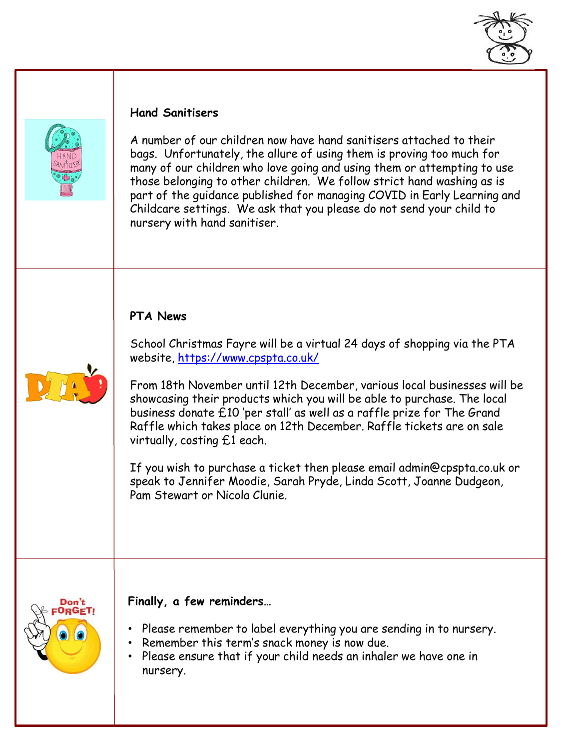**Hand Sanitisers**

A number of our children now have hand sanitisers attached to their bags. Unfortunately, the allure of using them is proving too much for many of our children who love going and using them or attempting to use those belonging to other children. We follow strict hand washing as is part of the guidance published for managing COVID in Early Learning and Childcare settings. We ask that you please do not send your child to nursery with hand sanitiser.

**PTA News**

School Christmas Fayre will be a virtual 24 days of shopping via the PTA website, https://www.cpspta.co.uk/

From 18th November until 12th December, various local businesses will be showcasing their products which you will be able to purchase. The local business donate £10 'per stall' as well as a raffle prize for The Grand Raffle which takes place on 12th December. Raffle tickets are on sale virtually, costing £1 each.

If you wish to purchase a ticket then please email admin@cpspta.co.uk or speak to Jennifer Moodie, Sarah Pryde, Linda Scott, Joanne Dudgeon, Pam Stewart or Nicola Clunie.

**Finally, a few reminders…**

- Please remember to label everything you are sending in to nursery.
- Remember this term's snack money is now due.
- Please ensure that if your child needs an inhaler we have one in nursery.